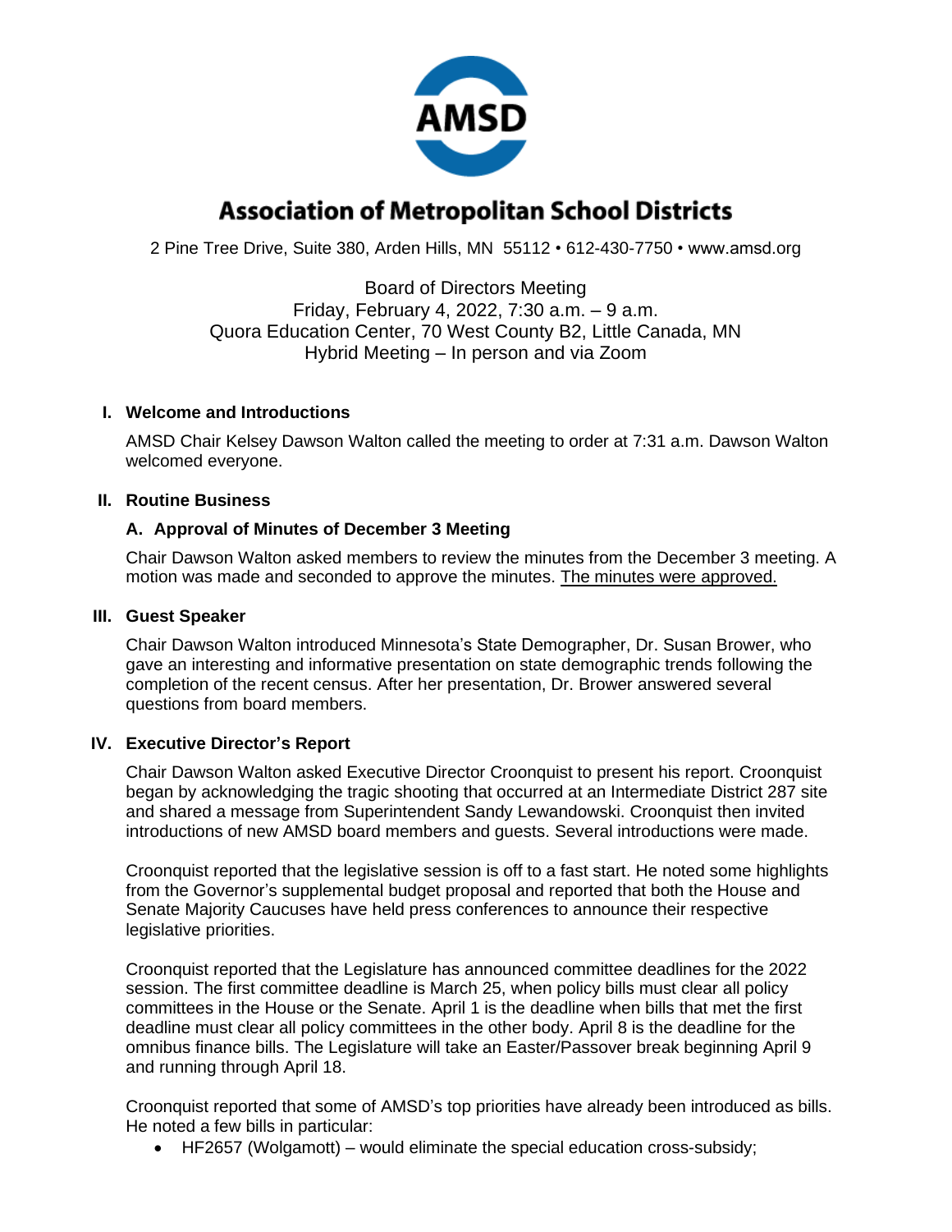# Association of Metropolitan School Districts

2 Pine Tree Drive, Suite 380, Arden Hills, MN 55112 • 612-430-7750 • www.amsd.org

Board of Directors Meeting
Friday, February 4, 2022, 7:30 a.m. – 9 a.m.
Quora Education Center, 70 West County B2, Little Canada, MN
Hybrid Meeting – In person and via Zoom

## I. Welcome and Introductions

AMSD Chair Kelsey Dawson Walton called the meeting to order at 7:31 a.m. Dawson Walton welcomed everyone.

## II. Routine Business

### A. Approval of Minutes of December 3 Meeting

Chair Dawson Walton asked members to review the minutes from the December 3 meeting. A motion was made and seconded to approve the minutes. The minutes were approved.

## III. Guest Speaker

Chair Dawson Walton introduced Minnesota's State Demographer, Dr. Susan Brower, who gave an interesting and informative presentation on state demographic trends following the completion of the recent census. After her presentation, Dr. Brower answered several questions from board members.

## IV. Executive Director's Report

Chair Dawson Walton asked Executive Director Croonquist to present his report. Croonquist began by acknowledging the tragic shooting that occurred at an Intermediate District 287 site and shared a message from Superintendent Sandy Lewandowski. Croonquist then invited introductions of new AMSD board members and guests. Several introductions were made.

Croonquist reported that the legislative session is off to a fast start. He noted some highlights from the Governor's supplemental budget proposal and reported that both the House and Senate Majority Caucuses have held press conferences to announce their respective legislative priorities.

Croonquist reported that the Legislature has announced committee deadlines for the 2022 session. The first committee deadline is March 25, when policy bills must clear all policy committees in the House or the Senate. April 1 is the deadline when bills that met the first deadline must clear all policy committees in the other body. April 8 is the deadline for the omnibus finance bills. The Legislature will take an Easter/Passover break beginning April 9 and running through April 18.

Croonquist reported that some of AMSD's top priorities have already been introduced as bills. He noted a few bills in particular:

- HF2657 (Wolgamott) – would eliminate the special education cross-subsidy;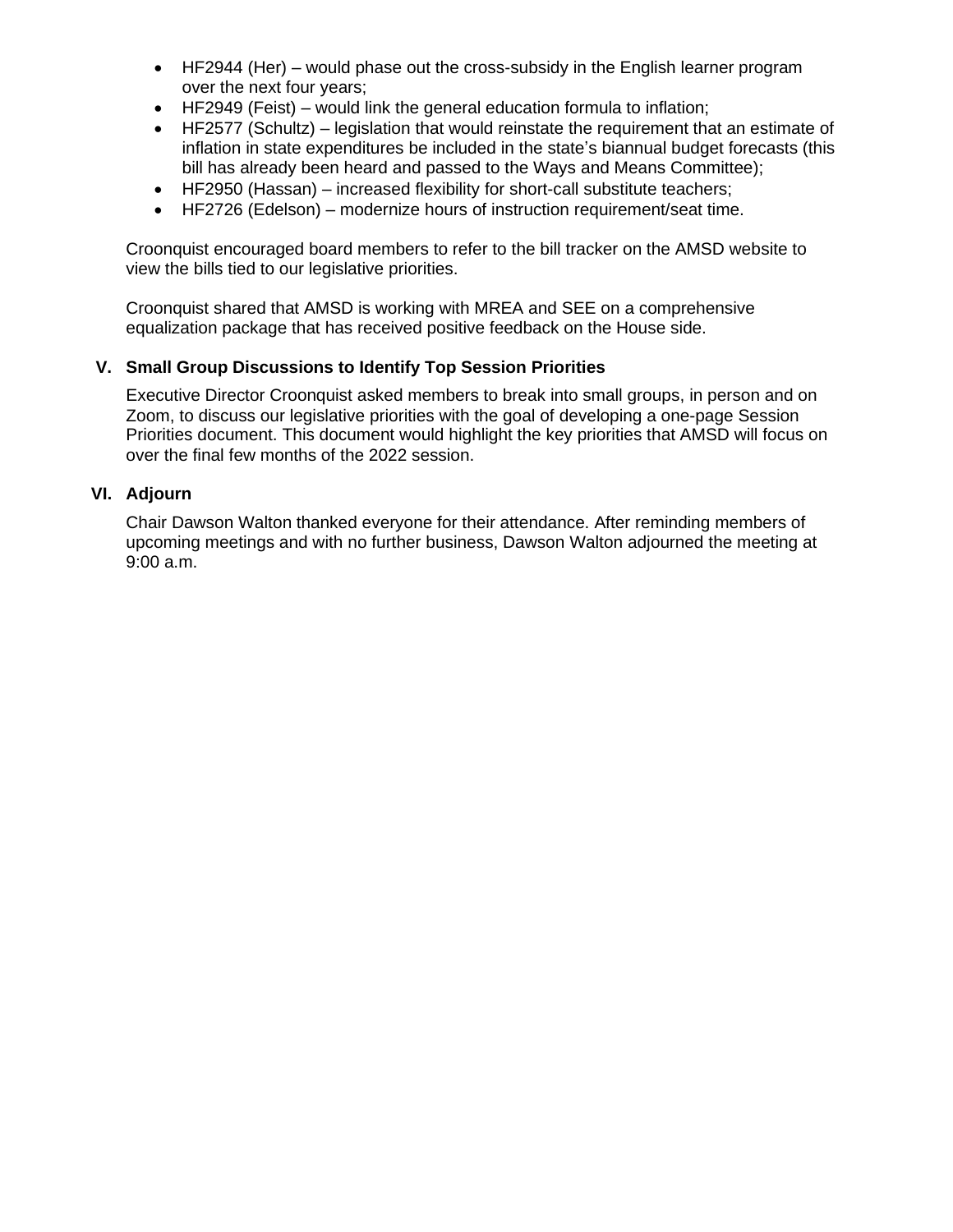- HF2944 (Her) – would phase out the cross-subsidy in the English learner program over the next four years;
- HF2949 (Feist) – would link the general education formula to inflation;
- HF2577 (Schultz) – legislation that would reinstate the requirement that an estimate of inflation in state expenditures be included in the state's biannual budget forecasts (this bill has already been heard and passed to the Ways and Means Committee);
- HF2950 (Hassan) – increased flexibility for short-call substitute teachers;
- HF2726 (Edelson) – modernize hours of instruction requirement/seat time.

Croonquist encouraged board members to refer to the bill tracker on the AMSD website to view the bills tied to our legislative priorities.

Croonquist shared that AMSD is working with MREA and SEE on a comprehensive equalization package that has received positive feedback on the House side.

## V. Small Group Discussions to Identify Top Session Priorities

Executive Director Croonquist asked members to break into small groups, in person and on Zoom, to discuss our legislative priorities with the goal of developing a one-page Session Priorities document. This document would highlight the key priorities that AMSD will focus on over the final few months of the 2022 session.

## VI. Adjourn

Chair Dawson Walton thanked everyone for their attendance. After reminding members of upcoming meetings and with no further business, Dawson Walton adjourned the meeting at 9:00 a.m.